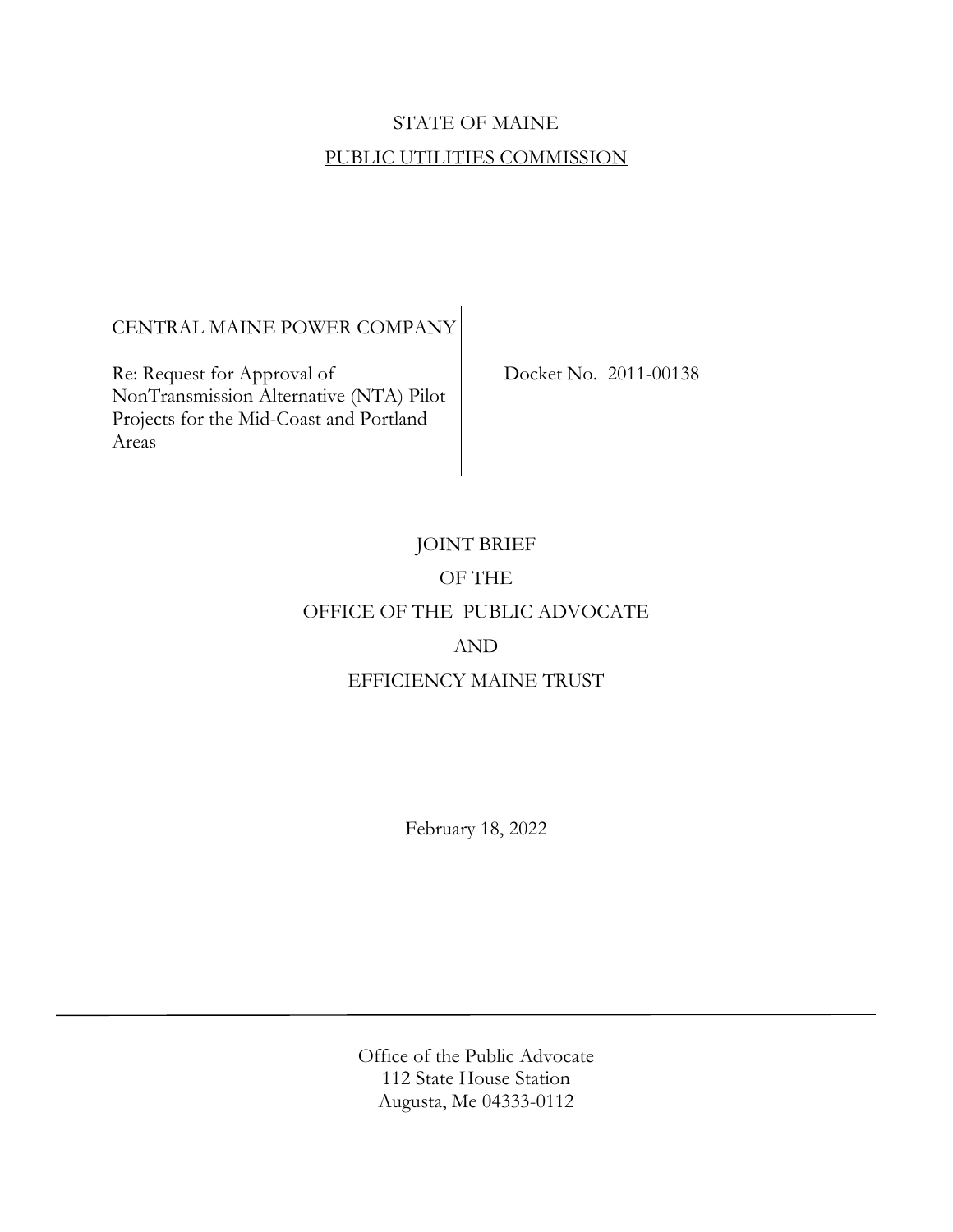STATE OF MAINE

PUBLIC UTILITIES COMMISSION

| | |
|---|---|
| CENTRAL MAINE POWER COMPANY<br><br>Re: Request for Approval of NonTransmission Alternative (NTA) Pilot Projects for the Mid-Coast and Portland Areas | Docket No. 2011-00138 |

# JOINT BRIEF
# OF THE
# OFFICE OF THE PUBLIC ADVOCATE
# AND
# EFFICIENCY MAINE TRUST

February 18, 2022

---

Office of the Public Advocate
112 State House Station
Augusta, Me 04333-0112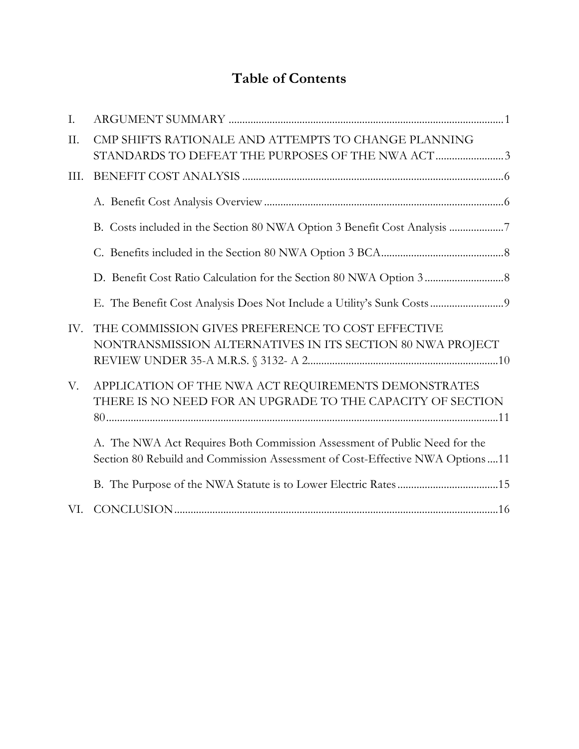# Table of Contents

I. ARGUMENT SUMMARY ........................................................................................ 1

II. CMP SHIFTS RATIONALE AND ATTEMPTS TO CHANGE PLANNING STANDARDS TO DEFEAT THE PURPOSES OF THE NWA ACT ......................... 3

III. BENEFIT COST ANALYSIS ................................................................................ 6

   A. Benefit Cost Analysis Overview ....................................................................... 6

   B. Costs included in the Section 80 NWA Option 3 Benefit Cost Analysis .................... 7

   C. Benefits included in the Section 80 NWA Option 3 BCA ............................................ 8

   D. Benefit Cost Ratio Calculation for the Section 80 NWA Option 3 ............................. 8

   E. The Benefit Cost Analysis Does Not Include a Utility's Sunk Costs ........................... 9

IV. THE COMMISSION GIVES PREFERENCE TO COST EFFECTIVE NONTRANSMISSION ALTERNATIVES IN ITS SECTION 80 NWA PROJECT REVIEW UNDER 35-A M.R.S. § 3132- A 2 ..................................................................... 10

V. APPLICATION OF THE NWA ACT REQUIREMENTS DEMONSTRATES THERE IS NO NEED FOR AN UPGRADE TO THE CAPACITY OF SECTION 80 ............................................................................................................. 11

   A. The NWA Act Requires Both Commission Assessment of Public Need for the Section 80 Rebuild and Commission Assessment of Cost-Effective NWA Options .... 11

   B. The Purpose of the NWA Statute is to Lower Electric Rates ..................................... 15

VI. CONCLUSION ...................................................................................................... 16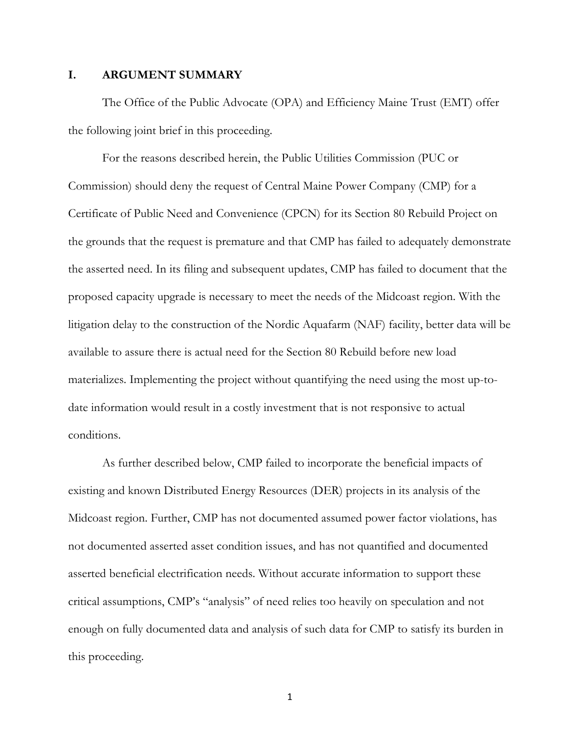## I. ARGUMENT SUMMARY

The Office of the Public Advocate (OPA) and Efficiency Maine Trust (EMT) offer the following joint brief in this proceeding.

For the reasons described herein, the Public Utilities Commission (PUC or Commission) should deny the request of Central Maine Power Company (CMP) for a Certificate of Public Need and Convenience (CPCN) for its Section 80 Rebuild Project on the grounds that the request is premature and that CMP has failed to adequately demonstrate the asserted need. In its filing and subsequent updates, CMP has failed to document that the proposed capacity upgrade is necessary to meet the needs of the Midcoast region. With the litigation delay to the construction of the Nordic Aquafarm (NAF) facility, better data will be available to assure there is actual need for the Section 80 Rebuild before new load materializes. Implementing the project without quantifying the need using the most up-to-date information would result in a costly investment that is not responsive to actual conditions.

As further described below, CMP failed to incorporate the beneficial impacts of existing and known Distributed Energy Resources (DER) projects in its analysis of the Midcoast region. Further, CMP has not documented assumed power factor violations, has not documented asserted asset condition issues, and has not quantified and documented asserted beneficial electrification needs. Without accurate information to support these critical assumptions, CMP's "analysis" of need relies too heavily on speculation and not enough on fully documented data and analysis of such data for CMP to satisfy its burden in this proceeding.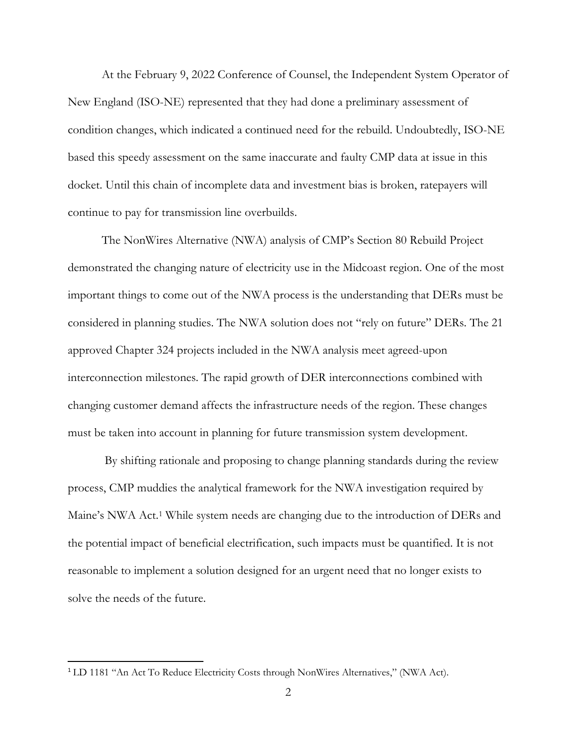At the February 9, 2022 Conference of Counsel, the Independent System Operator of New England (ISO-NE) represented that they had done a preliminary assessment of condition changes, which indicated a continued need for the rebuild. Undoubtedly, ISO-NE based this speedy assessment on the same inaccurate and faulty CMP data at issue in this docket. Until this chain of incomplete data and investment bias is broken, ratepayers will continue to pay for transmission line overbuilds.

The NonWires Alternative (NWA) analysis of CMP's Section 80 Rebuild Project demonstrated the changing nature of electricity use in the Midcoast region. One of the most important things to come out of the NWA process is the understanding that DERs must be considered in planning studies. The NWA solution does not "rely on future" DERs. The 21 approved Chapter 324 projects included in the NWA analysis meet agreed-upon interconnection milestones. The rapid growth of DER interconnections combined with changing customer demand affects the infrastructure needs of the region. These changes must be taken into account in planning for future transmission system development.

By shifting rationale and proposing to change planning standards during the review process, CMP muddies the analytical framework for the NWA investigation required by Maine's NWA Act.[1] While system needs are changing due to the introduction of DERs and the potential impact of beneficial electrification, such impacts must be quantified. It is not reasonable to implement a solution designed for an urgent need that no longer exists to solve the needs of the future.

[1] LD 1181 "An Act To Reduce Electricity Costs through NonWires Alternatives," (NWA Act).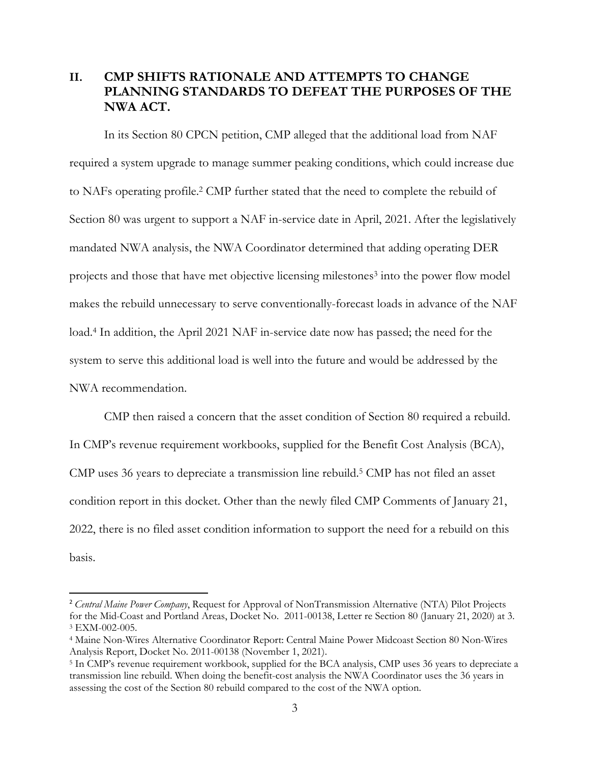## II. CMP SHIFTS RATIONALE AND ATTEMPTS TO CHANGE PLANNING STANDARDS TO DEFEAT THE PURPOSES OF THE NWA ACT.

In its Section 80 CPCN petition, CMP alleged that the additional load from NAF required a system upgrade to manage summer peaking conditions, which could increase due to NAFs operating profile.[2] CMP further stated that the need to complete the rebuild of Section 80 was urgent to support a NAF in-service date in April, 2021. After the legislatively mandated NWA analysis, the NWA Coordinator determined that adding operating DER projects and those that have met objective licensing milestones[3] into the power flow model makes the rebuild unnecessary to serve conventionally-forecast loads in advance of the NAF load.[4] In addition, the April 2021 NAF in-service date now has passed; the need for the system to serve this additional load is well into the future and would be addressed by the NWA recommendation.

CMP then raised a concern that the asset condition of Section 80 required a rebuild. In CMP's revenue requirement workbooks, supplied for the Benefit Cost Analysis (BCA), CMP uses 36 years to depreciate a transmission line rebuild.[5] CMP has not filed an asset condition report in this docket. Other than the newly filed CMP Comments of January 21, 2022, there is no filed asset condition information to support the need for a rebuild on this basis.

---

[2] *Central Maine Power Company*, Request for Approval of NonTransmission Alternative (NTA) Pilot Projects for the Mid-Coast and Portland Areas, Docket No. 2011-00138, Letter re Section 80 (January 21, 2020) at 3.

[3] EXM-002-005.

[4] Maine Non-Wires Alternative Coordinator Report: Central Maine Power Midcoast Section 80 Non-Wires Analysis Report, Docket No. 2011-00138 (November 1, 2021).

[5] In CMP's revenue requirement workbook, supplied for the BCA analysis, CMP uses 36 years to depreciate a transmission line rebuild. When doing the benefit-cost analysis the NWA Coordinator uses the 36 years in assessing the cost of the Section 80 rebuild compared to the cost of the NWA option.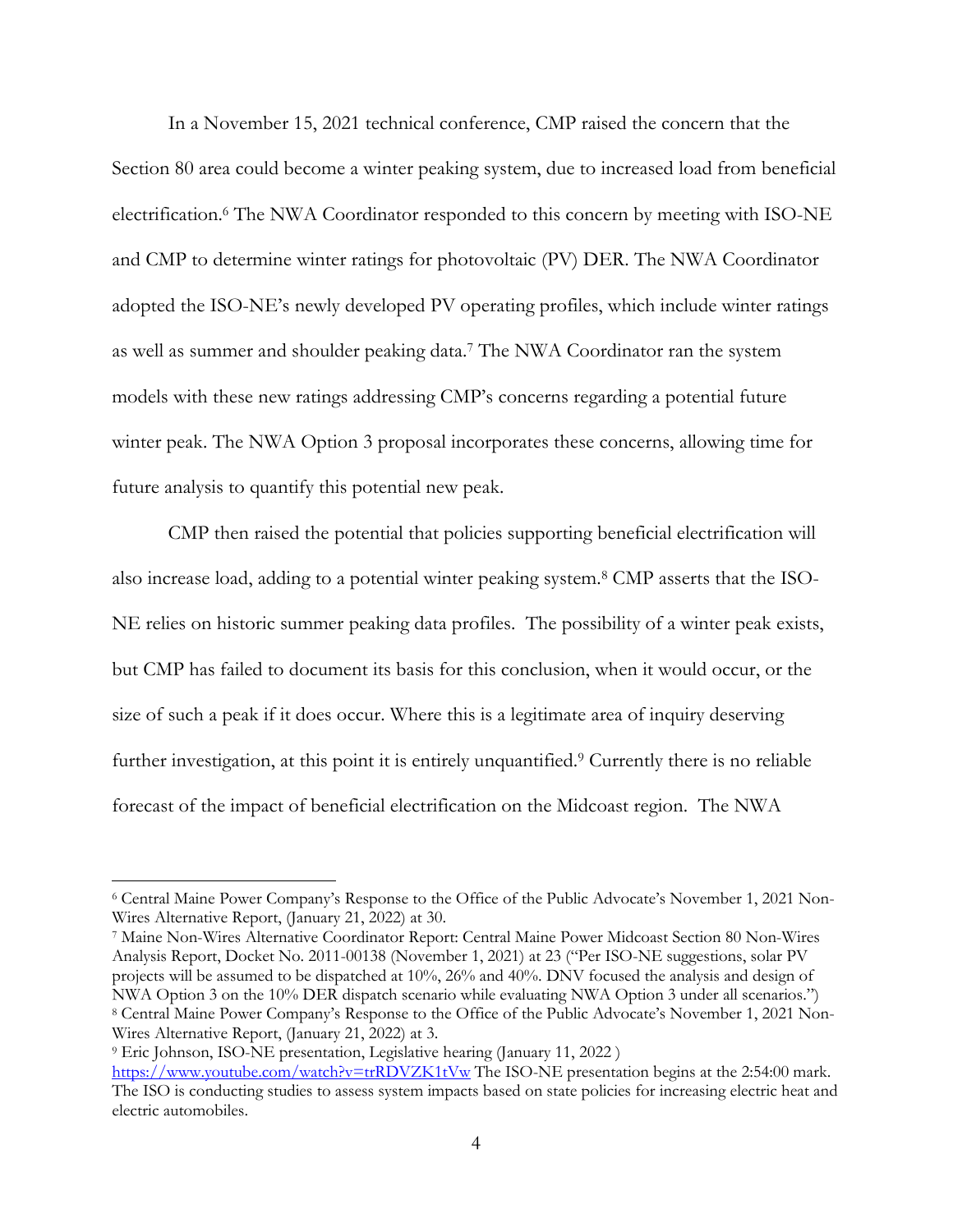In a November 15, 2021 technical conference, CMP raised the concern that the Section 80 area could become a winter peaking system, due to increased load from beneficial electrification.[6] The NWA Coordinator responded to this concern by meeting with ISO-NE and CMP to determine winter ratings for photovoltaic (PV) DER. The NWA Coordinator adopted the ISO-NE's newly developed PV operating profiles, which include winter ratings as well as summer and shoulder peaking data.[7] The NWA Coordinator ran the system models with these new ratings addressing CMP's concerns regarding a potential future winter peak. The NWA Option 3 proposal incorporates these concerns, allowing time for future analysis to quantify this potential new peak.

CMP then raised the potential that policies supporting beneficial electrification will also increase load, adding to a potential winter peaking system.[8] CMP asserts that the ISO-NE relies on historic summer peaking data profiles. The possibility of a winter peak exists, but CMP has failed to document its basis for this conclusion, when it would occur, or the size of such a peak if it does occur. Where this is a legitimate area of inquiry deserving further investigation, at this point it is entirely unquantified.[9] Currently there is no reliable forecast of the impact of beneficial electrification on the Midcoast region. The NWA

---

[6] Central Maine Power Company's Response to the Office of the Public Advocate's November 1, 2021 Non-Wires Alternative Report, (January 21, 2022) at 30.

[7] Maine Non-Wires Alternative Coordinator Report: Central Maine Power Midcoast Section 80 Non-Wires Analysis Report, Docket No. 2011-00138 (November 1, 2021) at 23 ("Per ISO-NE suggestions, solar PV projects will be assumed to be dispatched at 10%, 26% and 40%. DNV focused the analysis and design of NWA Option 3 on the 10% DER dispatch scenario while evaluating NWA Option 3 under all scenarios.")

[8] Central Maine Power Company's Response to the Office of the Public Advocate's November 1, 2021 Non-Wires Alternative Report, (January 21, 2022) at 3.

[9] Eric Johnson, ISO-NE presentation, Legislative hearing (January 11, 2022 ) https://www.youtube.com/watch?v=trRDVZK1tVw The ISO-NE presentation begins at the 2:54:00 mark. The ISO is conducting studies to assess system impacts based on state policies for increasing electric heat and electric automobiles.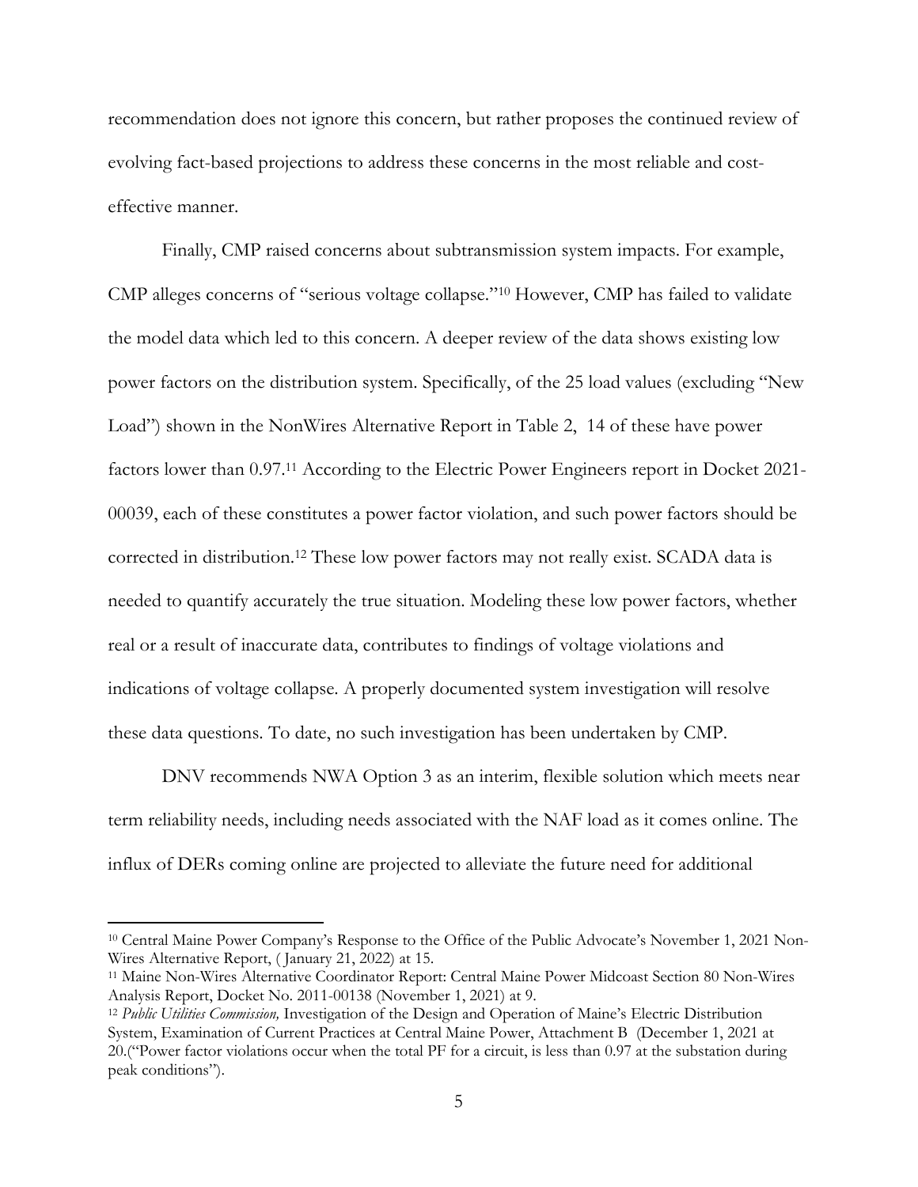recommendation does not ignore this concern, but rather proposes the continued review of evolving fact-based projections to address these concerns in the most reliable and cost-effective manner.

Finally, CMP raised concerns about subtransmission system impacts. For example, CMP alleges concerns of "serious voltage collapse."[10] However, CMP has failed to validate the model data which led to this concern. A deeper review of the data shows existing low power factors on the distribution system. Specifically, of the 25 load values (excluding "New Load") shown in the NonWires Alternative Report in Table 2, 14 of these have power factors lower than 0.97.[11] According to the Electric Power Engineers report in Docket 2021-00039, each of these constitutes a power factor violation, and such power factors should be corrected in distribution.[12] These low power factors may not really exist. SCADA data is needed to quantify accurately the true situation. Modeling these low power factors, whether real or a result of inaccurate data, contributes to findings of voltage violations and indications of voltage collapse. A properly documented system investigation will resolve these data questions. To date, no such investigation has been undertaken by CMP.

DNV recommends NWA Option 3 as an interim, flexible solution which meets near term reliability needs, including needs associated with the NAF load as it comes online. The influx of DERs coming online are projected to alleviate the future need for additional

---

[10] Central Maine Power Company's Response to the Office of the Public Advocate's November 1, 2021 Non-Wires Alternative Report, ( January 21, 2022) at 15.

[11] Maine Non-Wires Alternative Coordinator Report: Central Maine Power Midcoast Section 80 Non-Wires Analysis Report, Docket No. 2011-00138 (November 1, 2021) at 9.

[12] *Public Utilities Commission,* Investigation of the Design and Operation of Maine's Electric Distribution System, Examination of Current Practices at Central Maine Power, Attachment B (December 1, 2021 at 20.("Power factor violations occur when the total PF for a circuit, is less than 0.97 at the substation during peak conditions").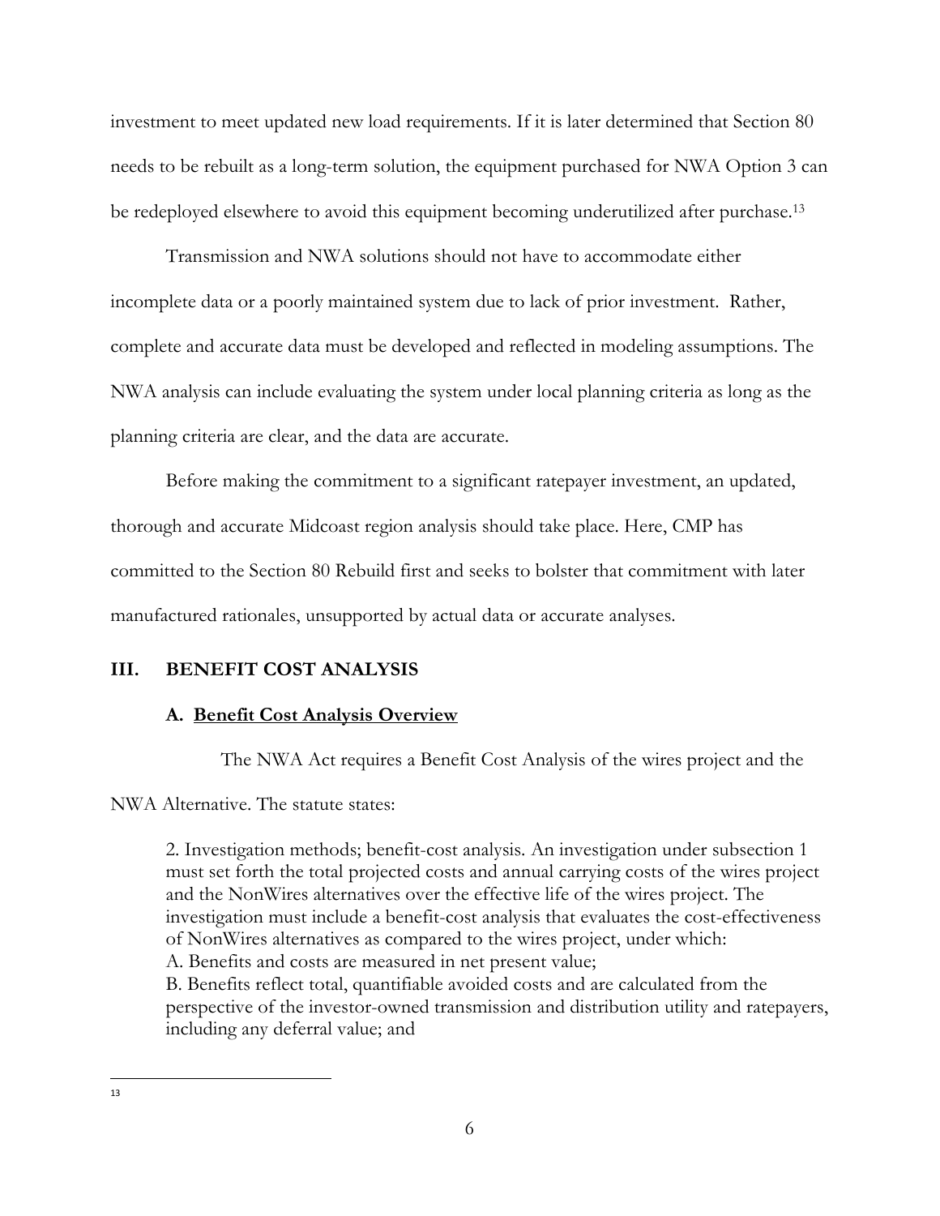investment to meet updated new load requirements. If it is later determined that Section 80 needs to be rebuilt as a long-term solution, the equipment purchased for NWA Option 3 can be redeployed elsewhere to avoid this equipment becoming underutilized after purchase.[13]

Transmission and NWA solutions should not have to accommodate either incomplete data or a poorly maintained system due to lack of prior investment. Rather, complete and accurate data must be developed and reflected in modeling assumptions. The NWA analysis can include evaluating the system under local planning criteria as long as the planning criteria are clear, and the data are accurate.

Before making the commitment to a significant ratepayer investment, an updated, thorough and accurate Midcoast region analysis should take place. Here, CMP has committed to the Section 80 Rebuild first and seeks to bolster that commitment with later manufactured rationales, unsupported by actual data or accurate analyses.

## III. BENEFIT COST ANALYSIS

### A. Benefit Cost Analysis Overview

The NWA Act requires a Benefit Cost Analysis of the wires project and the NWA Alternative. The statute states:

> 2. Investigation methods; benefit-cost analysis. An investigation under subsection 1 must set forth the total projected costs and annual carrying costs of the wires project and the NonWires alternatives over the effective life of the wires project. The investigation must include a benefit-cost analysis that evaluates the cost-effectiveness of NonWires alternatives as compared to the wires project, under which:
> A. Benefits and costs are measured in net present value;
> B. Benefits reflect total, quantifiable avoided costs and are calculated from the perspective of the investor-owned transmission and distribution utility and ratepayers, including any deferral value; and

[13]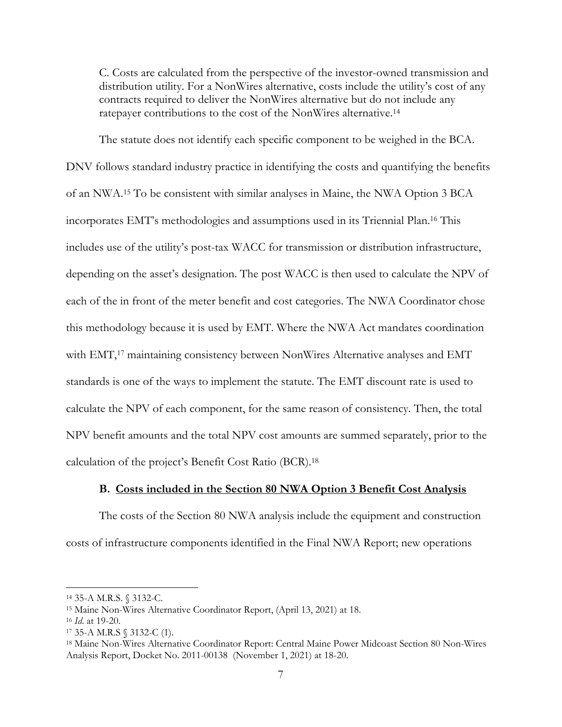> C. Costs are calculated from the perspective of the investor-owned transmission and distribution utility. For a NonWires alternative, costs include the utility's cost of any contracts required to deliver the NonWires alternative but do not include any ratepayer contributions to the cost of the NonWires alternative.[14]

The statute does not identify each specific component to be weighed in the BCA. DNV follows standard industry practice in identifying the costs and quantifying the benefits of an NWA.[15] To be consistent with similar analyses in Maine, the NWA Option 3 BCA incorporates EMT's methodologies and assumptions used in its Triennial Plan.[16] This includes use of the utility's post-tax WACC for transmission or distribution infrastructure, depending on the asset's designation. The post WACC is then used to calculate the NPV of each of the in front of the meter benefit and cost categories. The NWA Coordinator chose this methodology because it is used by EMT. Where the NWA Act mandates coordination with EMT,[17] maintaining consistency between NonWires Alternative analyses and EMT standards is one of the ways to implement the statute. The EMT discount rate is used to calculate the NPV of each component, for the same reason of consistency. Then, the total NPV benefit amounts and the total NPV cost amounts are summed separately, prior to the calculation of the project's Benefit Cost Ratio (BCR).[18]

### B. Costs included in the Section 80 NWA Option 3 Benefit Cost Analysis

The costs of the Section 80 NWA analysis include the equipment and construction costs of infrastructure components identified in the Final NWA Report; new operations

---

[14] 35-A M.R.S. § 3132-C.

[15] Maine Non-Wires Alternative Coordinator Report, (April 13, 2021) at 18.

[16] *Id.* at 19-20.

[17] 35-A M.R.S § 3132-C (1).

[18] Maine Non-Wires Alternative Coordinator Report: Central Maine Power Midcoast Section 80 Non-Wires Analysis Report, Docket No. 2011-00138 (November 1, 2021) at 18-20.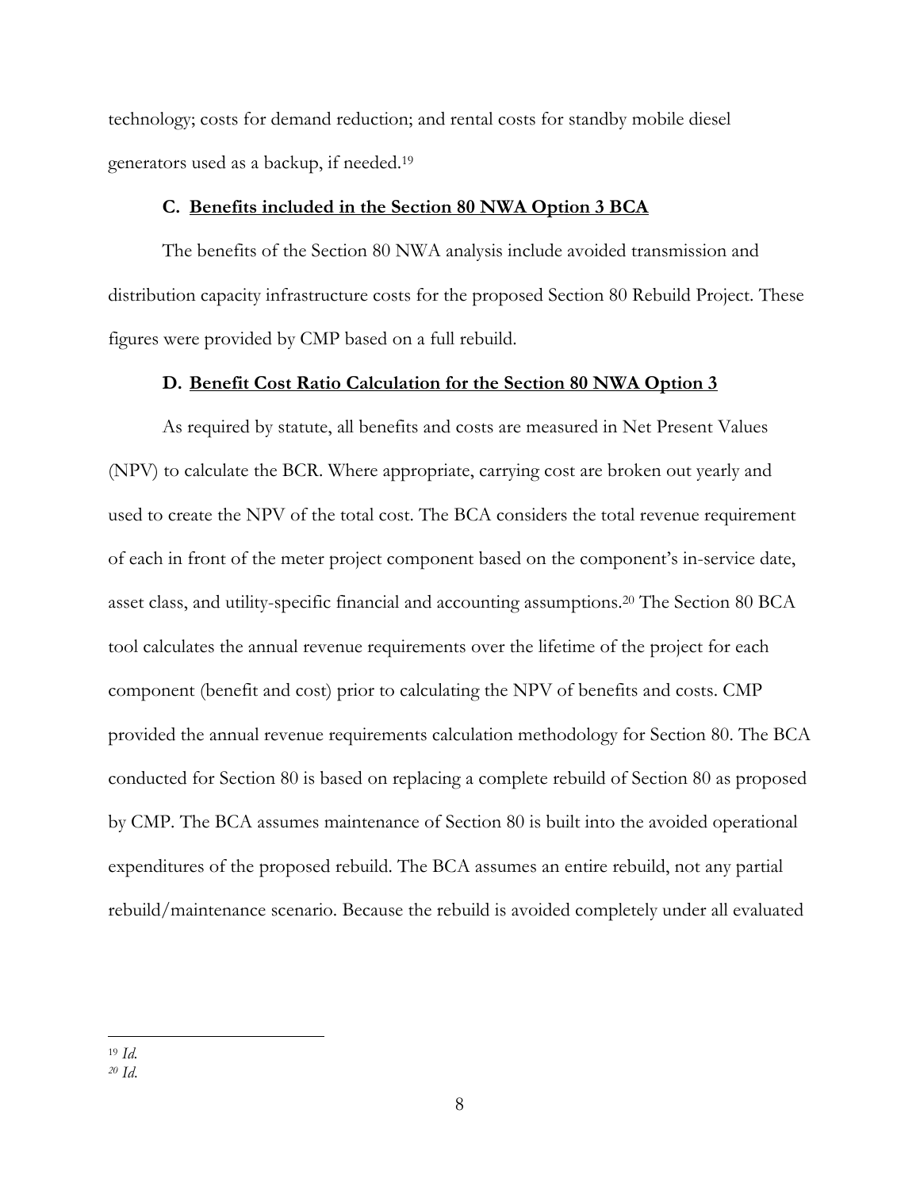technology; costs for demand reduction; and rental costs for standby mobile diesel generators used as a backup, if needed.[19]

### C. <u>Benefits included in the Section 80 NWA Option 3 BCA</u>

The benefits of the Section 80 NWA analysis include avoided transmission and distribution capacity infrastructure costs for the proposed Section 80 Rebuild Project. These figures were provided by CMP based on a full rebuild.

### D. <u>Benefit Cost Ratio Calculation for the Section 80 NWA Option 3</u>

As required by statute, all benefits and costs are measured in Net Present Values (NPV) to calculate the BCR. Where appropriate, carrying cost are broken out yearly and used to create the NPV of the total cost. The BCA considers the total revenue requirement of each in front of the meter project component based on the component's in-service date, asset class, and utility-specific financial and accounting assumptions.[20] The Section 80 BCA tool calculates the annual revenue requirements over the lifetime of the project for each component (benefit and cost) prior to calculating the NPV of benefits and costs. CMP provided the annual revenue requirements calculation methodology for Section 80. The BCA conducted for Section 80 is based on replacing a complete rebuild of Section 80 as proposed by CMP. The BCA assumes maintenance of Section 80 is built into the avoided operational expenditures of the proposed rebuild. The BCA assumes an entire rebuild, not any partial rebuild/maintenance scenario. Because the rebuild is avoided completely under all evaluated

---

[19] *Id.*

[20] *Id.*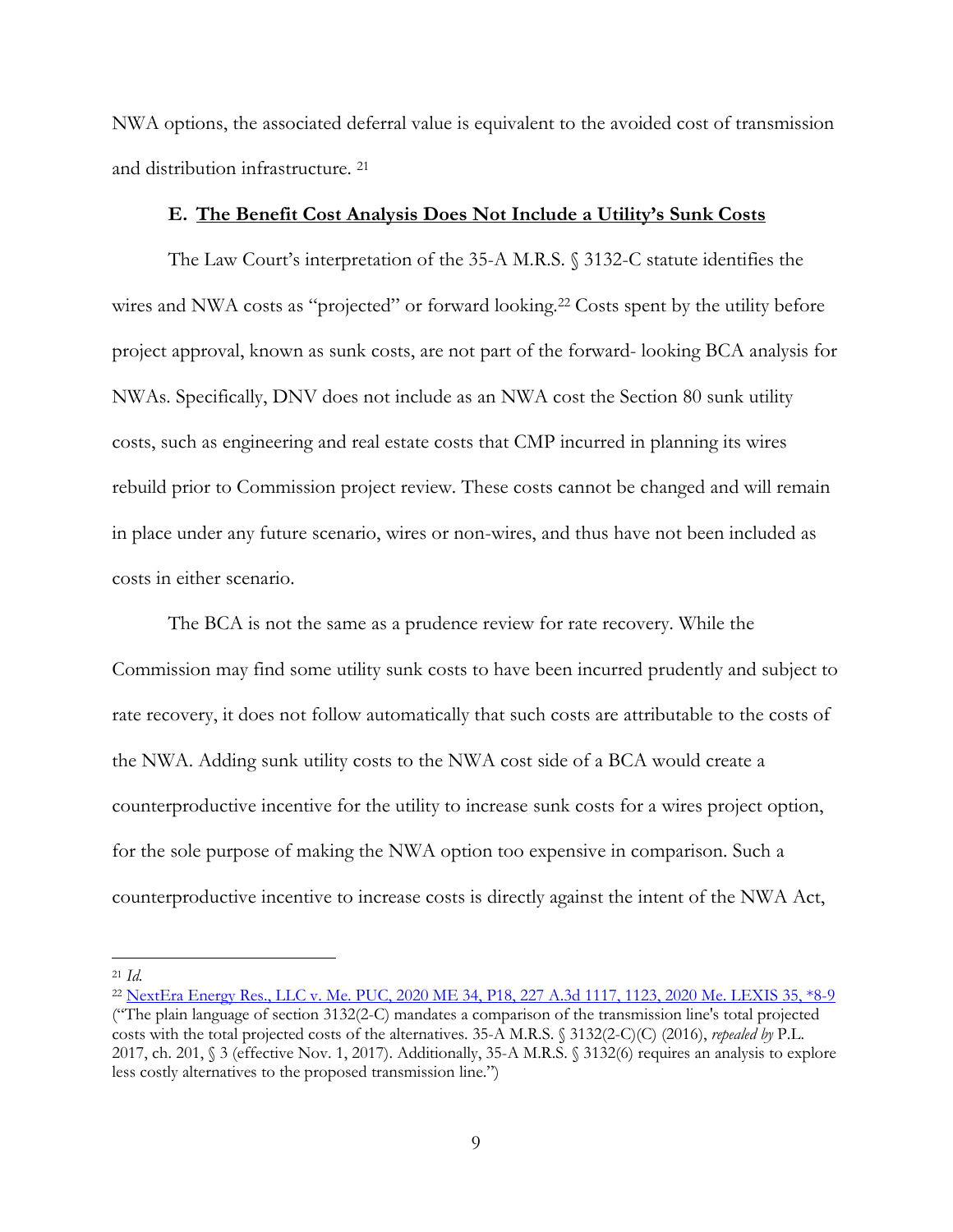NWA options, the associated deferral value is equivalent to the avoided cost of transmission and distribution infrastructure. [21]

### E. The Benefit Cost Analysis Does Not Include a Utility's Sunk Costs

The Law Court's interpretation of the 35-A M.R.S. § 3132-C statute identifies the wires and NWA costs as "projected" or forward looking.[22] Costs spent by the utility before project approval, known as sunk costs, are not part of the forward- looking BCA analysis for NWAs. Specifically, DNV does not include as an NWA cost the Section 80 sunk utility costs, such as engineering and real estate costs that CMP incurred in planning its wires rebuild prior to Commission project review. These costs cannot be changed and will remain in place under any future scenario, wires or non-wires, and thus have not been included as costs in either scenario.

The BCA is not the same as a prudence review for rate recovery. While the Commission may find some utility sunk costs to have been incurred prudently and subject to rate recovery, it does not follow automatically that such costs are attributable to the costs of the NWA. Adding sunk utility costs to the NWA cost side of a BCA would create a counterproductive incentive for the utility to increase sunk costs for a wires project option, for the sole purpose of making the NWA option too expensive in comparison. Such a counterproductive incentive to increase costs is directly against the intent of the NWA Act,

---

[21] *Id.*

[22] NextEra Energy Res., LLC v. Me. PUC, 2020 ME 34, P18, 227 A.3d 1117, 1123, 2020 Me. LEXIS 35, *8-9 ("The plain language of section 3132(2-C) mandates a comparison of the transmission line's total projected costs with the total projected costs of the alternatives. 35-A M.R.S. § 3132(2-C)(C) (2016), *repealed by* P.L. 2017, ch. 201, § 3 (effective Nov. 1, 2017). Additionally, 35-A M.R.S. § 3132(6) requires an analysis to explore less costly alternatives to the proposed transmission line.")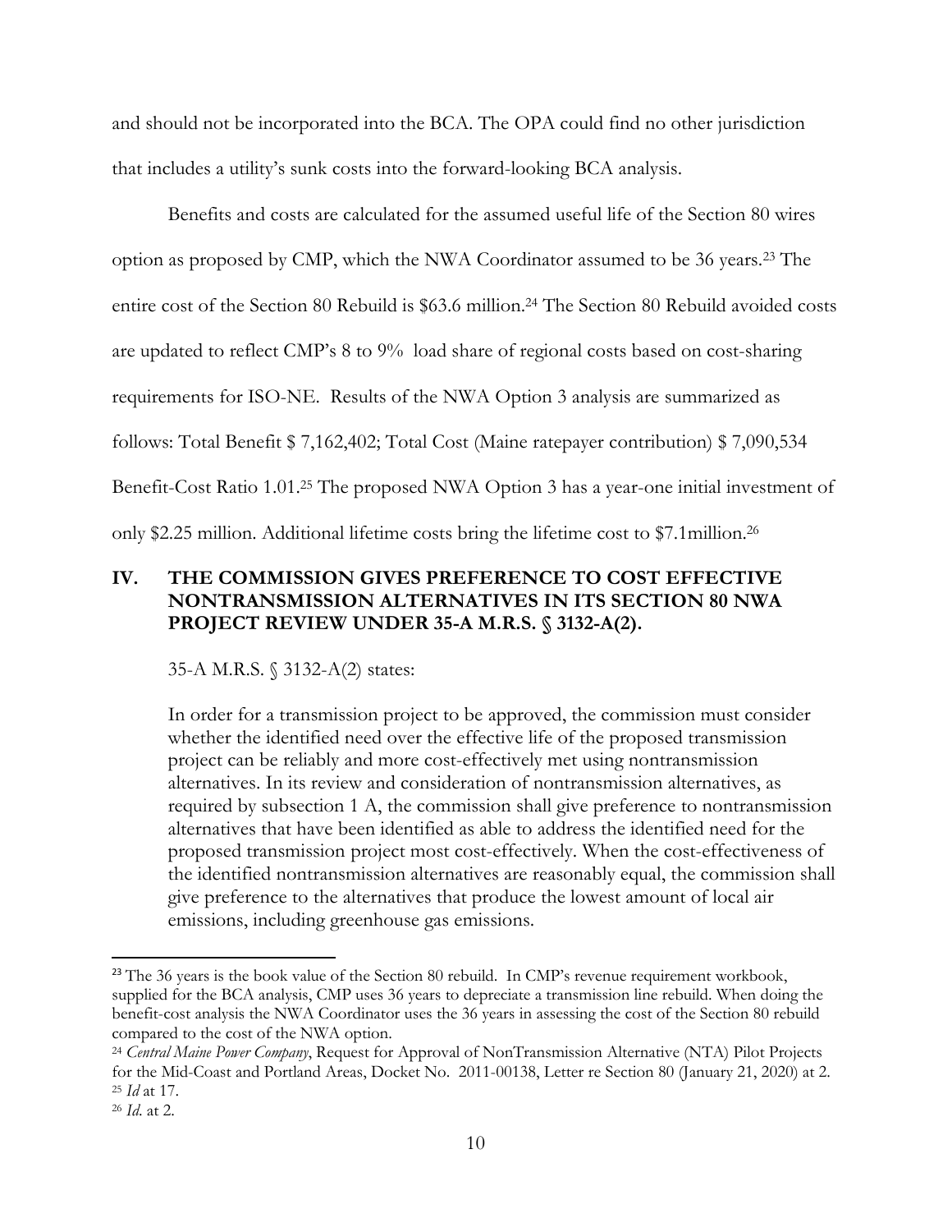and should not be incorporated into the BCA. The OPA could find no other jurisdiction that includes a utility's sunk costs into the forward-looking BCA analysis.

Benefits and costs are calculated for the assumed useful life of the Section 80 wires option as proposed by CMP, which the NWA Coordinator assumed to be 36 years.[23] The entire cost of the Section 80 Rebuild is $63.6 million.[24] The Section 80 Rebuild avoided costs are updated to reflect CMP's 8 to 9% load share of regional costs based on cost-sharing requirements for ISO-NE. Results of the NWA Option 3 analysis are summarized as follows: Total Benefit $ 7,162,402; Total Cost (Maine ratepayer contribution) $ 7,090,534 Benefit-Cost Ratio 1.01.[25] The proposed NWA Option 3 has a year-one initial investment of only $2.25 million. Additional lifetime costs bring the lifetime cost to $7.1million.[26]

## IV. THE COMMISSION GIVES PREFERENCE TO COST EFFECTIVE NONTRANSMISSION ALTERNATIVES IN ITS SECTION 80 NWA PROJECT REVIEW UNDER 35-A M.R.S. § 3132-A(2).

35-A M.R.S. § 3132-A(2) states:

> In order for a transmission project to be approved, the commission must consider whether the identified need over the effective life of the proposed transmission project can be reliably and more cost-effectively met using nontransmission alternatives. In its review and consideration of nontransmission alternatives, as required by subsection 1 A, the commission shall give preference to nontransmission alternatives that have been identified as able to address the identified need for the proposed transmission project most cost-effectively. When the cost-effectiveness of the identified nontransmission alternatives are reasonably equal, the commission shall give preference to the alternatives that produce the lowest amount of local air emissions, including greenhouse gas emissions.

---

[23] The 36 years is the book value of the Section 80 rebuild. In CMP's revenue requirement workbook, supplied for the BCA analysis, CMP uses 36 years to depreciate a transmission line rebuild. When doing the benefit-cost analysis the NWA Coordinator uses the 36 years in assessing the cost of the Section 80 rebuild compared to the cost of the NWA option.

[24] *Central Maine Power Company*, Request for Approval of NonTransmission Alternative (NTA) Pilot Projects for the Mid-Coast and Portland Areas, Docket No. 2011-00138, Letter re Section 80 (January 21, 2020) at 2.

[25] *Id* at 17.

[26] *Id.* at 2.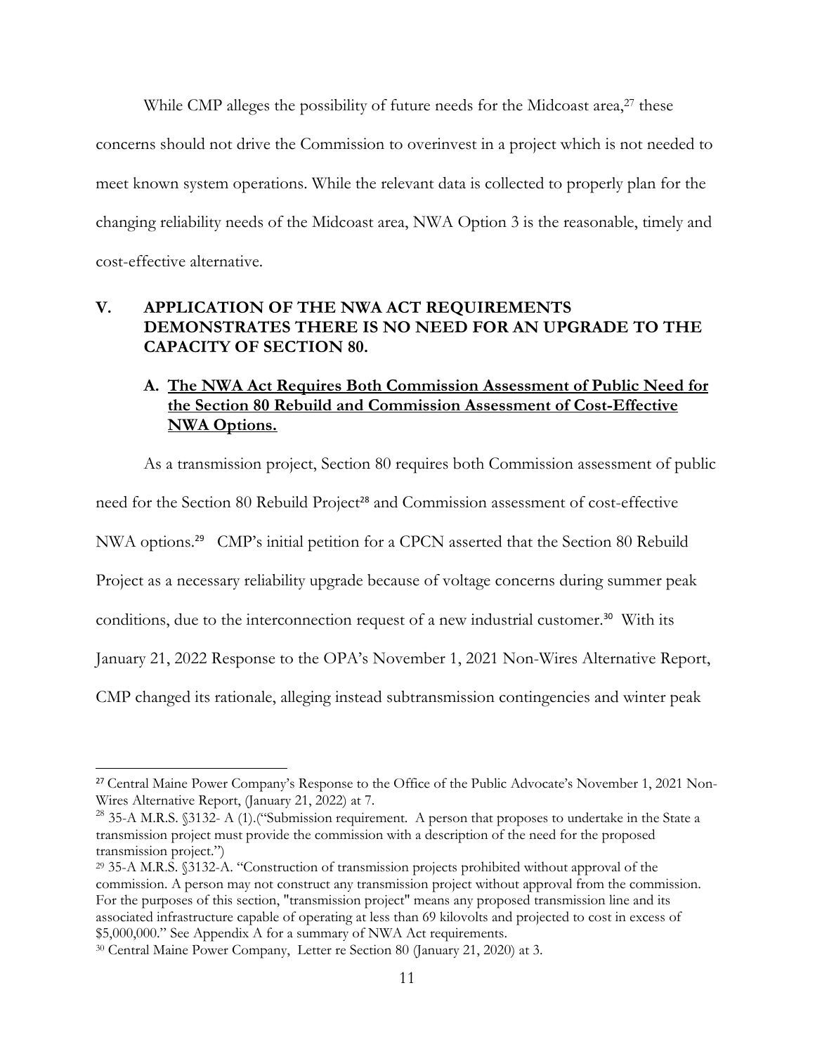While CMP alleges the possibility of future needs for the Midcoast area,[27] these concerns should not drive the Commission to overinvest in a project which is not needed to meet known system operations. While the relevant data is collected to properly plan for the changing reliability needs of the Midcoast area, NWA Option 3 is the reasonable, timely and cost-effective alternative.

## V. APPLICATION OF THE NWA ACT REQUIREMENTS DEMONSTRATES THERE IS NO NEED FOR AN UPGRADE TO THE CAPACITY OF SECTION 80.

### A. <u>The NWA Act Requires Both Commission Assessment of Public Need for the Section 80 Rebuild and Commission Assessment of Cost-Effective NWA Options.</u>

As a transmission project, Section 80 requires both Commission assessment of public need for the Section 80 Rebuild Project[28] and Commission assessment of cost-effective NWA options.[29] CMP's initial petition for a CPCN asserted that the Section 80 Rebuild Project as a necessary reliability upgrade because of voltage concerns during summer peak conditions, due to the interconnection request of a new industrial customer.[30] With its January 21, 2022 Response to the OPA's November 1, 2021 Non-Wires Alternative Report, CMP changed its rationale, alleging instead subtransmission contingencies and winter peak

---

[27] Central Maine Power Company's Response to the Office of the Public Advocate's November 1, 2021 Non-Wires Alternative Report, (January 21, 2022) at 7.

[28] 35-A M.R.S. §3132- A (1).("Submission requirement. A person that proposes to undertake in the State a transmission project must provide the commission with a description of the need for the proposed transmission project.")

[29] 35-A M.R.S. §3132-A. "Construction of transmission projects prohibited without approval of the commission. A person may not construct any transmission project without approval from the commission. For the purposes of this section, "transmission project" means any proposed transmission line and its associated infrastructure capable of operating at less than 69 kilovolts and projected to cost in excess of $5,000,000." See Appendix A for a summary of NWA Act requirements.

[30] Central Maine Power Company, Letter re Section 80 (January 21, 2020) at 3.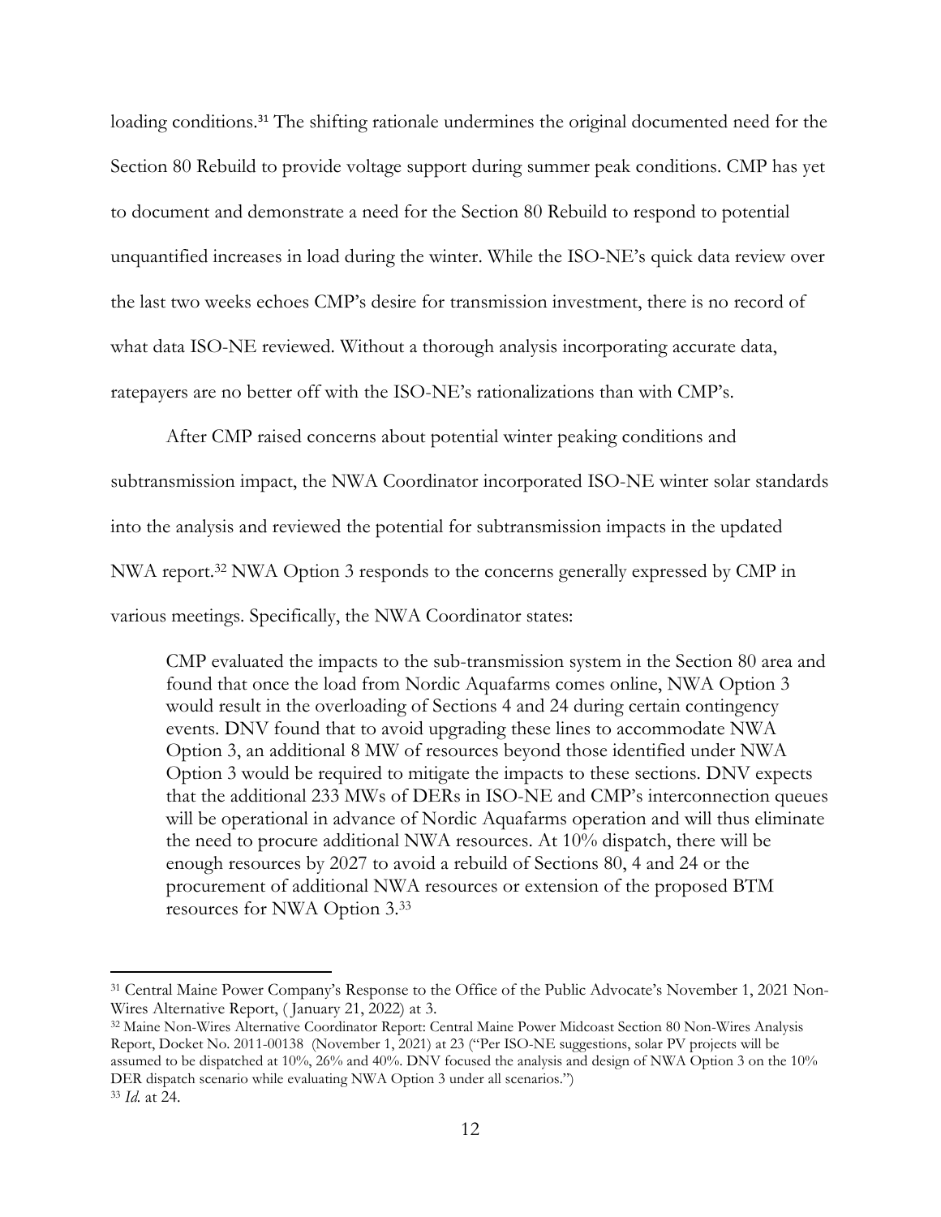loading conditions.[31] The shifting rationale undermines the original documented need for the Section 80 Rebuild to provide voltage support during summer peak conditions. CMP has yet to document and demonstrate a need for the Section 80 Rebuild to respond to potential unquantified increases in load during the winter. While the ISO-NE's quick data review over the last two weeks echoes CMP's desire for transmission investment, there is no record of what data ISO-NE reviewed. Without a thorough analysis incorporating accurate data, ratepayers are no better off with the ISO-NE's rationalizations than with CMP's.

After CMP raised concerns about potential winter peaking conditions and subtransmission impact, the NWA Coordinator incorporated ISO-NE winter solar standards into the analysis and reviewed the potential for subtransmission impacts in the updated NWA report.[32] NWA Option 3 responds to the concerns generally expressed by CMP in various meetings. Specifically, the NWA Coordinator states:

> CMP evaluated the impacts to the sub-transmission system in the Section 80 area and found that once the load from Nordic Aquafarms comes online, NWA Option 3 would result in the overloading of Sections 4 and 24 during certain contingency events. DNV found that to avoid upgrading these lines to accommodate NWA Option 3, an additional 8 MW of resources beyond those identified under NWA Option 3 would be required to mitigate the impacts to these sections. DNV expects that the additional 233 MWs of DERs in ISO-NE and CMP's interconnection queues will be operational in advance of Nordic Aquafarms operation and will thus eliminate the need to procure additional NWA resources. At 10% dispatch, there will be enough resources by 2027 to avoid a rebuild of Sections 80, 4 and 24 or the procurement of additional NWA resources or extension of the proposed BTM resources for NWA Option 3.[33]

---

[31] Central Maine Power Company's Response to the Office of the Public Advocate's November 1, 2021 Non-Wires Alternative Report, ( January 21, 2022) at 3.

[32] Maine Non-Wires Alternative Coordinator Report: Central Maine Power Midcoast Section 80 Non-Wires Analysis Report, Docket No. 2011-00138 (November 1, 2021) at 23 ("Per ISO-NE suggestions, solar PV projects will be assumed to be dispatched at 10%, 26% and 40%. DNV focused the analysis and design of NWA Option 3 on the 10% DER dispatch scenario while evaluating NWA Option 3 under all scenarios.")

[33] *Id.* at 24.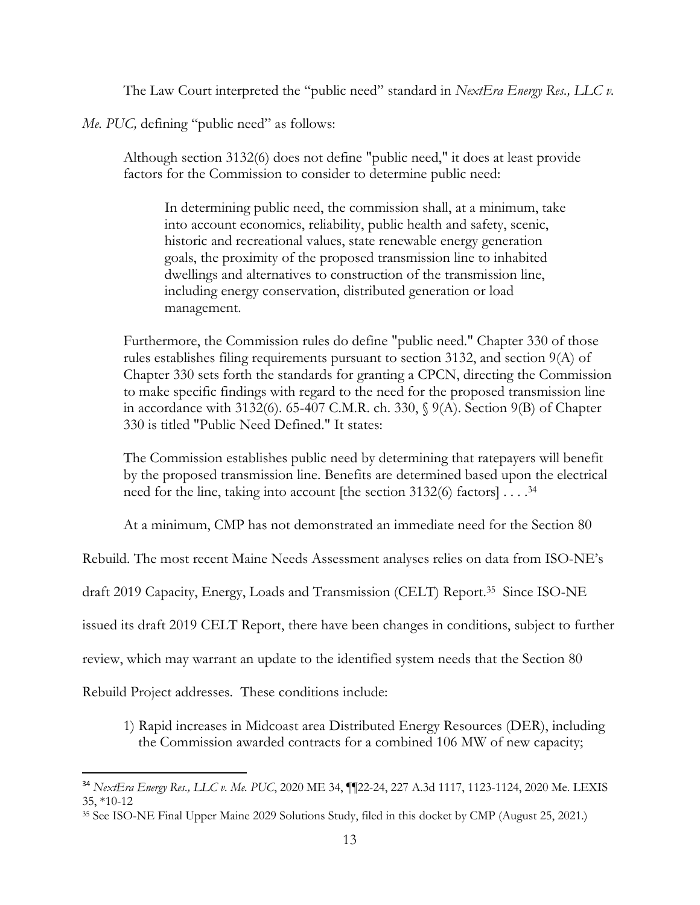The Law Court interpreted the "public need" standard in *NextEra Energy Res., LLC v. Me. PUC,* defining "public need" as follows:

> Although section 3132(6) does not define "public need," it does at least provide factors for the Commission to consider to determine public need:
>
> > In determining public need, the commission shall, at a minimum, take into account economics, reliability, public health and safety, scenic, historic and recreational values, state renewable energy generation goals, the proximity of the proposed transmission line to inhabited dwellings and alternatives to construction of the transmission line, including energy conservation, distributed generation or load management.
>
> Furthermore, the Commission rules do define "public need." Chapter 330 of those rules establishes filing requirements pursuant to section 3132, and section 9(A) of Chapter 330 sets forth the standards for granting a CPCN, directing the Commission to make specific findings with regard to the need for the proposed transmission line in accordance with 3132(6). 65-407 C.M.R. ch. 330, § 9(A). Section 9(B) of Chapter 330 is titled "Public Need Defined." It states:
>
> The Commission establishes public need by determining that ratepayers will benefit by the proposed transmission line. Benefits are determined based upon the electrical need for the line, taking into account [the section 3132(6) factors] . . . .[34]

At a minimum, CMP has not demonstrated an immediate need for the Section 80 Rebuild. The most recent Maine Needs Assessment analyses relies on data from ISO-NE's draft 2019 Capacity, Energy, Loads and Transmission (CELT) Report.[35] Since ISO-NE issued its draft 2019 CELT Report, there have been changes in conditions, subject to further review, which may warrant an update to the identified system needs that the Section 80 Rebuild Project addresses. These conditions include:

1) Rapid increases in Midcoast area Distributed Energy Resources (DER), including the Commission awarded contracts for a combined 106 MW of new capacity;

---

[34] *NextEra Energy Res., LLC v. Me. PUC*, 2020 ME 34, ¶¶22-24, 227 A.3d 1117, 1123-1124, 2020 Me. LEXIS 35, *10-12

[35] See ISO-NE Final Upper Maine 2029 Solutions Study, filed in this docket by CMP (August 25, 2021.)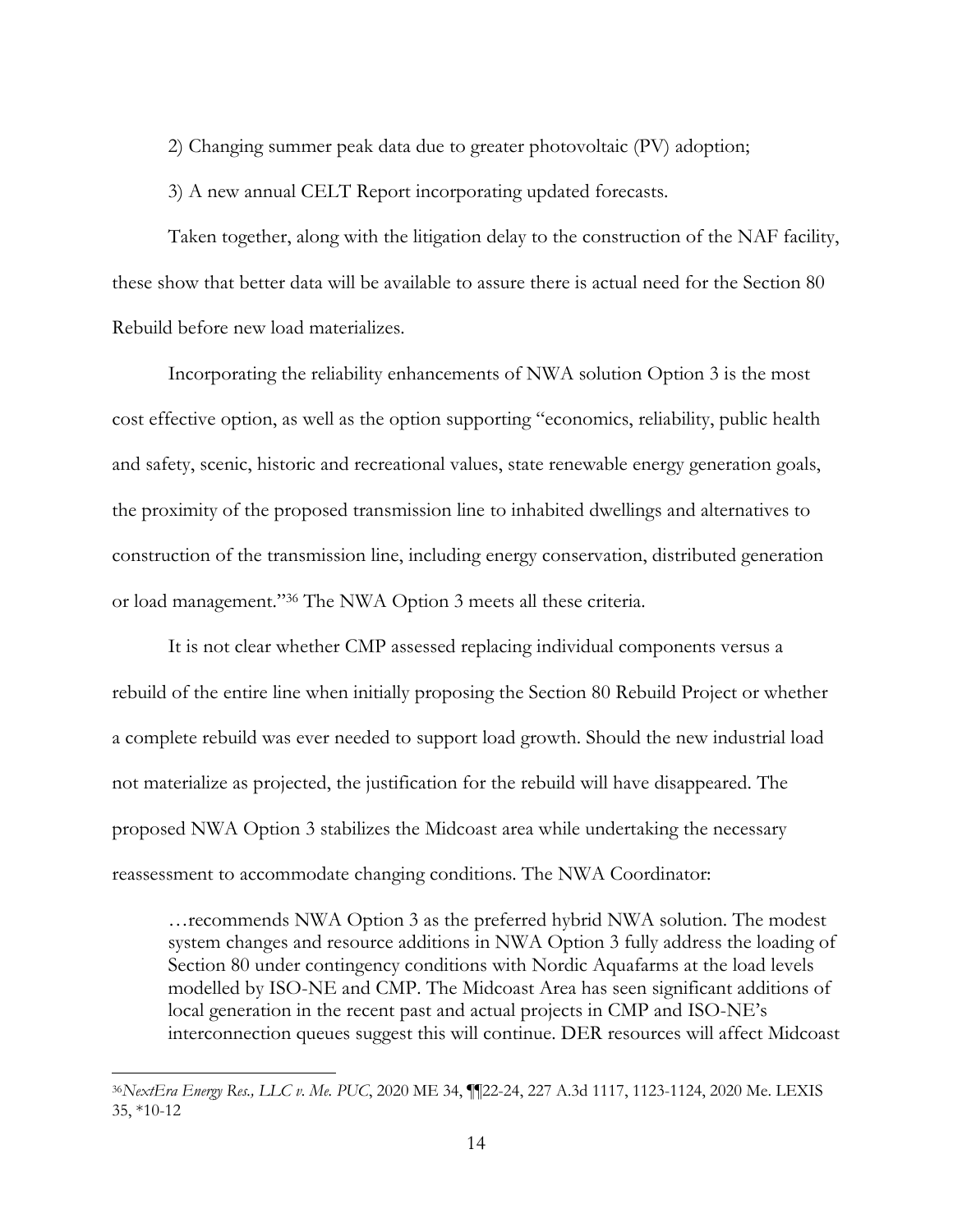2) Changing summer peak data due to greater photovoltaic (PV) adoption;

3) A new annual CELT Report incorporating updated forecasts.

Taken together, along with the litigation delay to the construction of the NAF facility, these show that better data will be available to assure there is actual need for the Section 80 Rebuild before new load materializes.

Incorporating the reliability enhancements of NWA solution Option 3 is the most cost effective option, as well as the option supporting "economics, reliability, public health and safety, scenic, historic and recreational values, state renewable energy generation goals, the proximity of the proposed transmission line to inhabited dwellings and alternatives to construction of the transmission line, including energy conservation, distributed generation or load management."[36] The NWA Option 3 meets all these criteria.

It is not clear whether CMP assessed replacing individual components versus a rebuild of the entire line when initially proposing the Section 80 Rebuild Project or whether a complete rebuild was ever needed to support load growth. Should the new industrial load not materialize as projected, the justification for the rebuild will have disappeared. The proposed NWA Option 3 stabilizes the Midcoast area while undertaking the necessary reassessment to accommodate changing conditions. The NWA Coordinator:

> …recommends NWA Option 3 as the preferred hybrid NWA solution. The modest system changes and resource additions in NWA Option 3 fully address the loading of Section 80 under contingency conditions with Nordic Aquafarms at the load levels modelled by ISO-NE and CMP. The Midcoast Area has seen significant additions of local generation in the recent past and actual projects in CMP and ISO-NE's interconnection queues suggest this will continue. DER resources will affect Midcoast

---

[36] *NextEra Energy Res., LLC v. Me. PUC*, 2020 ME 34, ¶¶22-24, 227 A.3d 1117, 1123-1124, 2020 Me. LEXIS 35, *10-12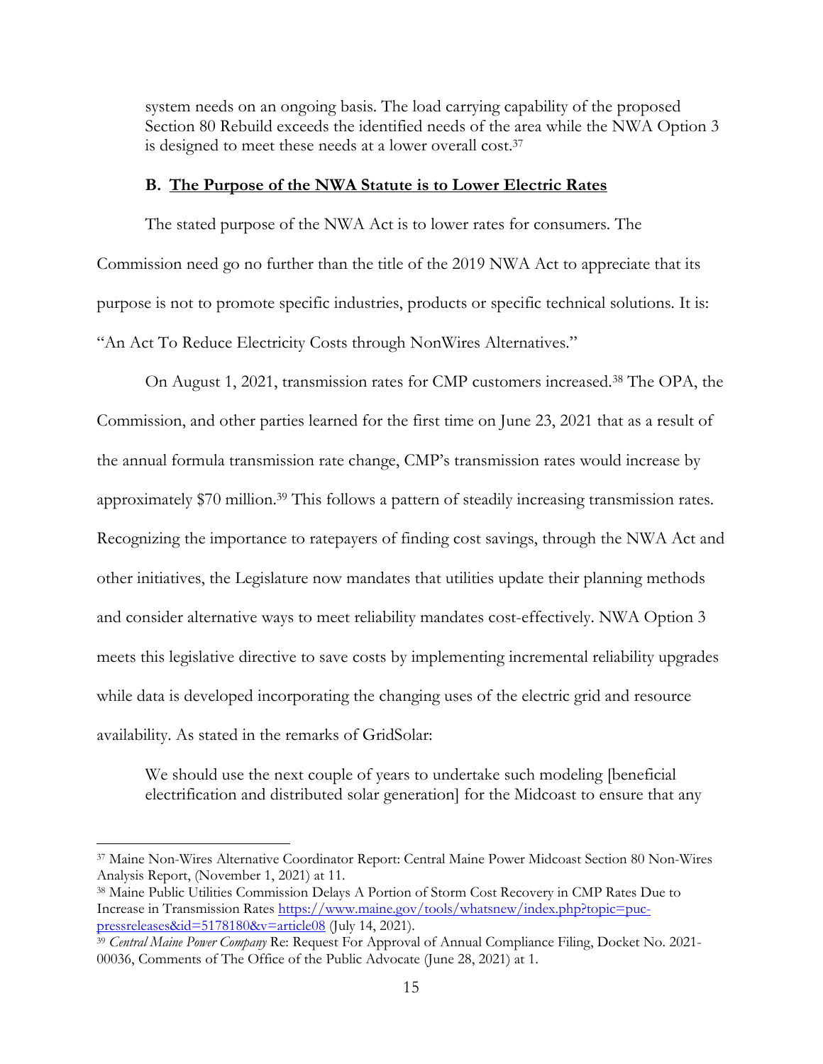> system needs on an ongoing basis. The load carrying capability of the proposed Section 80 Rebuild exceeds the identified needs of the area while the NWA Option 3 is designed to meet these needs at a lower overall cost.[37]

### B. <u>The Purpose of the NWA Statute is to Lower Electric Rates</u>

The stated purpose of the NWA Act is to lower rates for consumers. The Commission need go no further than the title of the 2019 NWA Act to appreciate that its purpose is not to promote specific industries, products or specific technical solutions. It is: "An Act To Reduce Electricity Costs through NonWires Alternatives."

On August 1, 2021, transmission rates for CMP customers increased.[38] The OPA, the Commission, and other parties learned for the first time on June 23, 2021 that as a result of the annual formula transmission rate change, CMP's transmission rates would increase by approximately $70 million.[39] This follows a pattern of steadily increasing transmission rates. Recognizing the importance to ratepayers of finding cost savings, through the NWA Act and other initiatives, the Legislature now mandates that utilities update their planning methods and consider alternative ways to meet reliability mandates cost-effectively. NWA Option 3 meets this legislative directive to save costs by implementing incremental reliability upgrades while data is developed incorporating the changing uses of the electric grid and resource availability. As stated in the remarks of GridSolar:

> We should use the next couple of years to undertake such modeling [beneficial electrification and distributed solar generation] for the Midcoast to ensure that any

---

[37] Maine Non-Wires Alternative Coordinator Report: Central Maine Power Midcoast Section 80 Non-Wires Analysis Report, (November 1, 2021) at 11.

[38] Maine Public Utilities Commission Delays A Portion of Storm Cost Recovery in CMP Rates Due to Increase in Transmission Rates https://www.maine.gov/tools/whatsnew/index.php?topic=puc-pressreleases&id=5178180&v=article08 (July 14, 2021).

[39] *Central Maine Power Company* Re: Request For Approval of Annual Compliance Filing, Docket No. 2021-00036, Comments of The Office of the Public Advocate (June 28, 2021) at 1.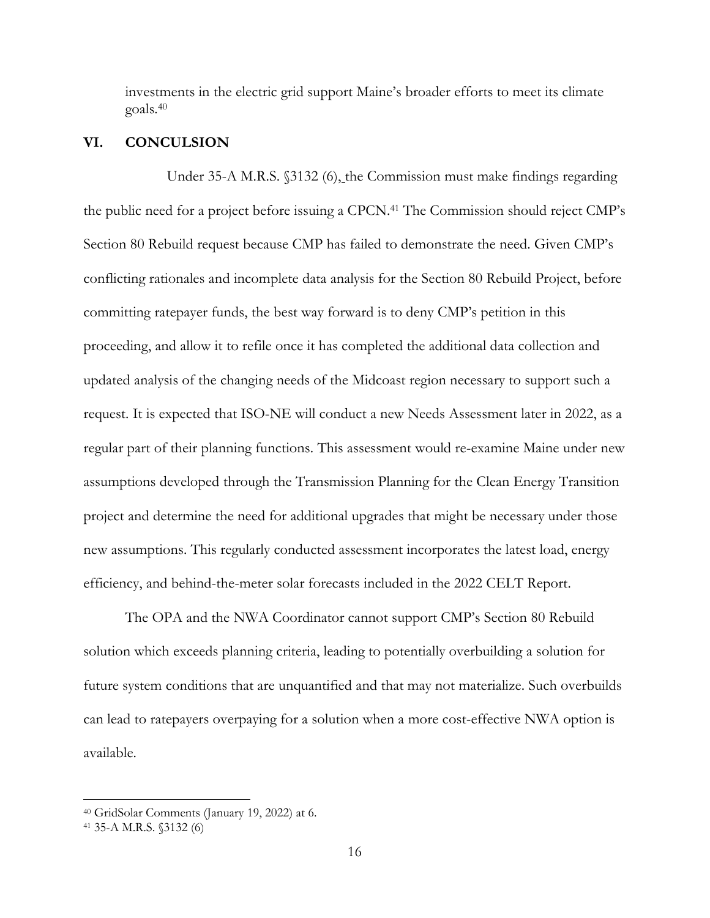investments in the electric grid support Maine's broader efforts to meet its climate goals.[40]

## VI. CONCULSION

Under 35-A M.R.S. §3132 (6), the Commission must make findings regarding the public need for a project before issuing a CPCN.[41] The Commission should reject CMP's Section 80 Rebuild request because CMP has failed to demonstrate the need. Given CMP's conflicting rationales and incomplete data analysis for the Section 80 Rebuild Project, before committing ratepayer funds, the best way forward is to deny CMP's petition in this proceeding, and allow it to refile once it has completed the additional data collection and updated analysis of the changing needs of the Midcoast region necessary to support such a request. It is expected that ISO-NE will conduct a new Needs Assessment later in 2022, as a regular part of their planning functions. This assessment would re-examine Maine under new assumptions developed through the Transmission Planning for the Clean Energy Transition project and determine the need for additional upgrades that might be necessary under those new assumptions. This regularly conducted assessment incorporates the latest load, energy efficiency, and behind-the-meter solar forecasts included in the 2022 CELT Report.

The OPA and the NWA Coordinator cannot support CMP's Section 80 Rebuild solution which exceeds planning criteria, leading to potentially overbuilding a solution for future system conditions that are unquantified and that may not materialize. Such overbuilds can lead to ratepayers overpaying for a solution when a more cost-effective NWA option is available.

---

[40] GridSolar Comments (January 19, 2022) at 6.

[41] 35-A M.R.S. §3132 (6)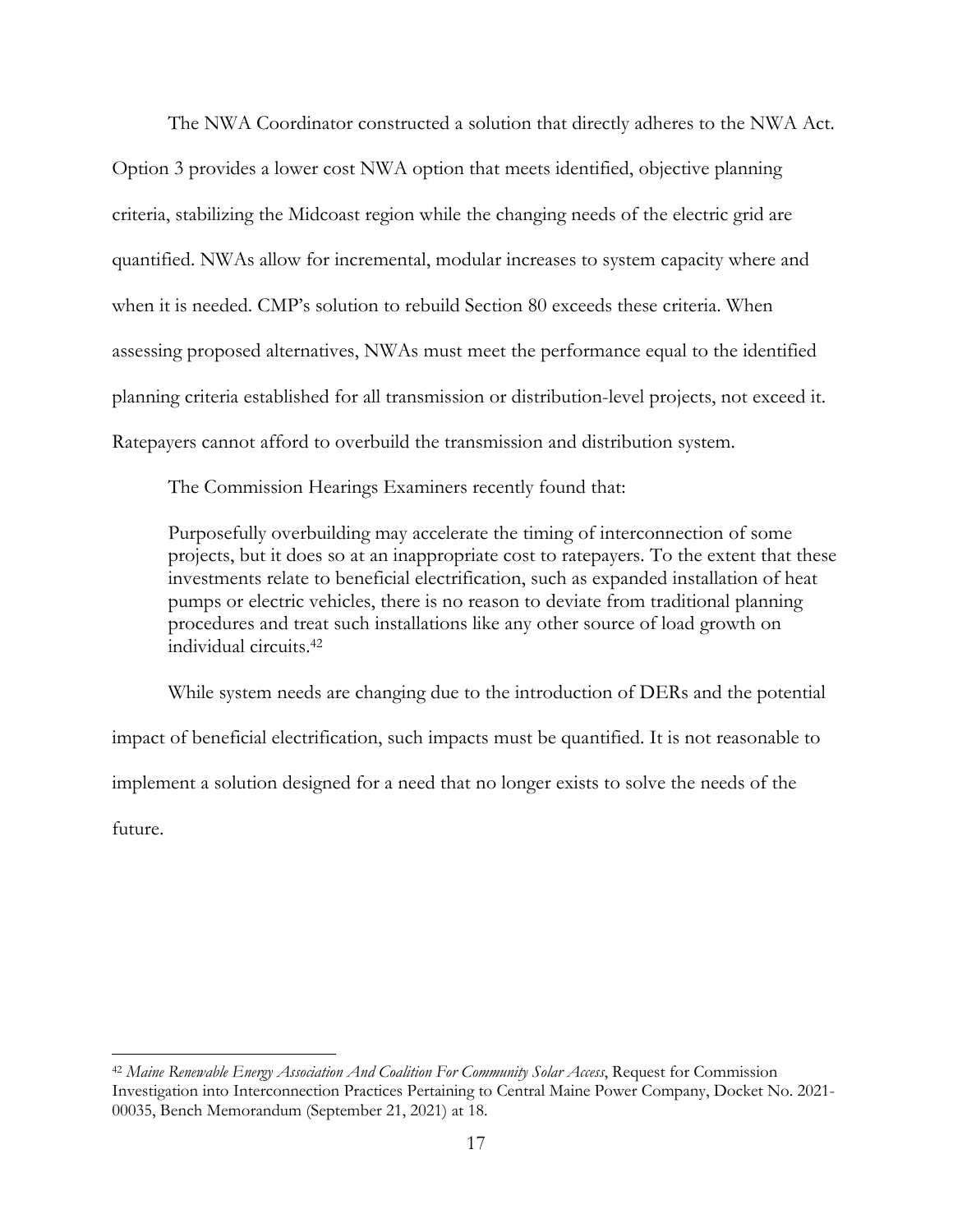The NWA Coordinator constructed a solution that directly adheres to the NWA Act. Option 3 provides a lower cost NWA option that meets identified, objective planning criteria, stabilizing the Midcoast region while the changing needs of the electric grid are quantified. NWAs allow for incremental, modular increases to system capacity where and when it is needed. CMP's solution to rebuild Section 80 exceeds these criteria. When assessing proposed alternatives, NWAs must meet the performance equal to the identified planning criteria established for all transmission or distribution-level projects, not exceed it. Ratepayers cannot afford to overbuild the transmission and distribution system.

The Commission Hearings Examiners recently found that:

> Purposefully overbuilding may accelerate the timing of interconnection of some projects, but it does so at an inappropriate cost to ratepayers. To the extent that these investments relate to beneficial electrification, such as expanded installation of heat pumps or electric vehicles, there is no reason to deviate from traditional planning procedures and treat such installations like any other source of load growth on individual circuits.[42]

While system needs are changing due to the introduction of DERs and the potential impact of beneficial electrification, such impacts must be quantified. It is not reasonable to implement a solution designed for a need that no longer exists to solve the needs of the future.

---

[42] *Maine Renewable Energy Association And Coalition For Community Solar Access*, Request for Commission Investigation into Interconnection Practices Pertaining to Central Maine Power Company, Docket No. 2021-00035, Bench Memorandum (September 21, 2021) at 18.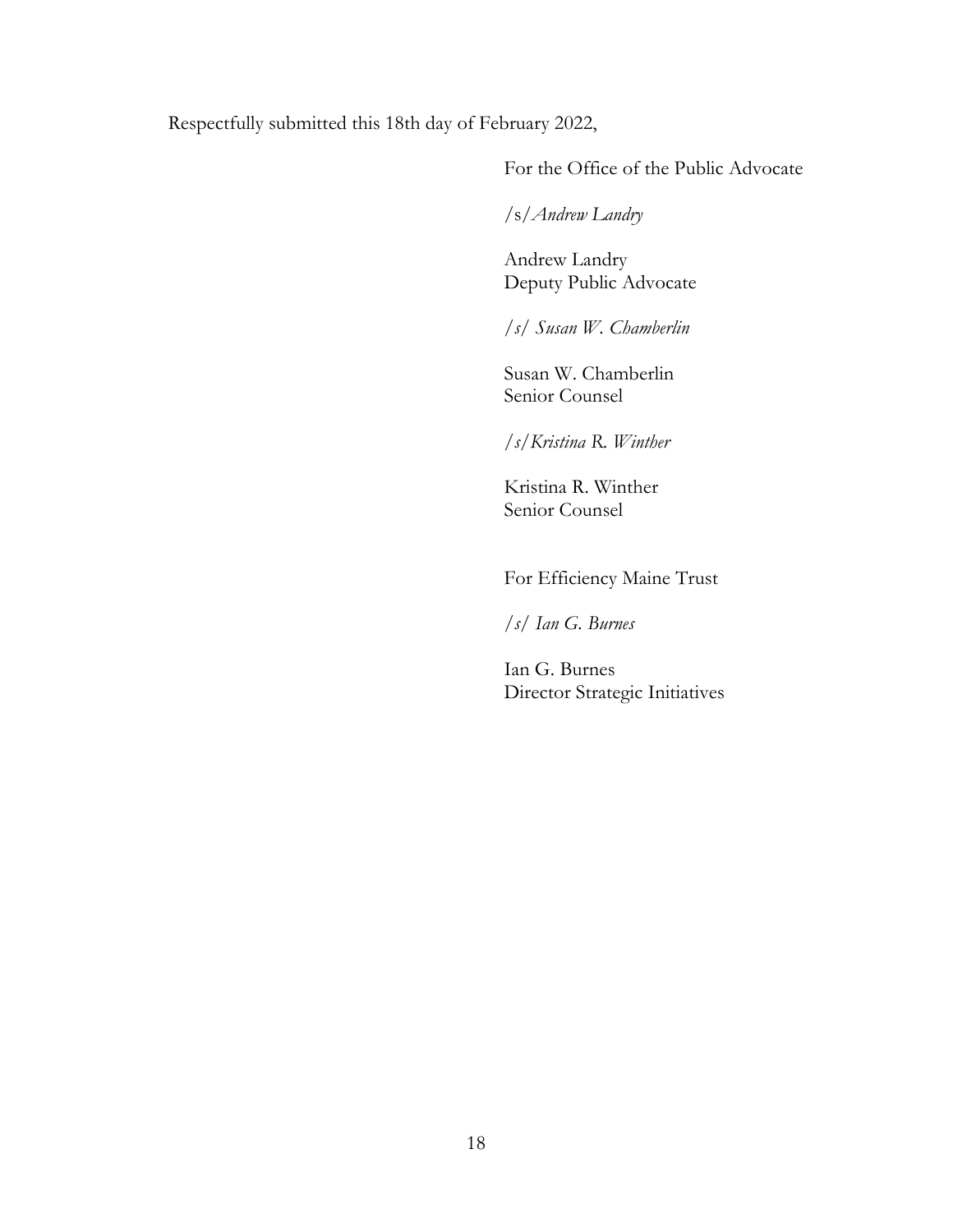Respectfully submitted this 18th day of February 2022,

For the Office of the Public Advocate

/s/*Andrew Landry*

Andrew Landry  
Deputy Public Advocate

*/s/ Susan W. Chamberlin*

Susan W. Chamberlin  
Senior Counsel

*/s/Kristina R. Winther*

Kristina R. Winther  
Senior Counsel

For Efficiency Maine Trust

*/s/ Ian G. Burnes*

Ian G. Burnes  
Director Strategic Initiatives